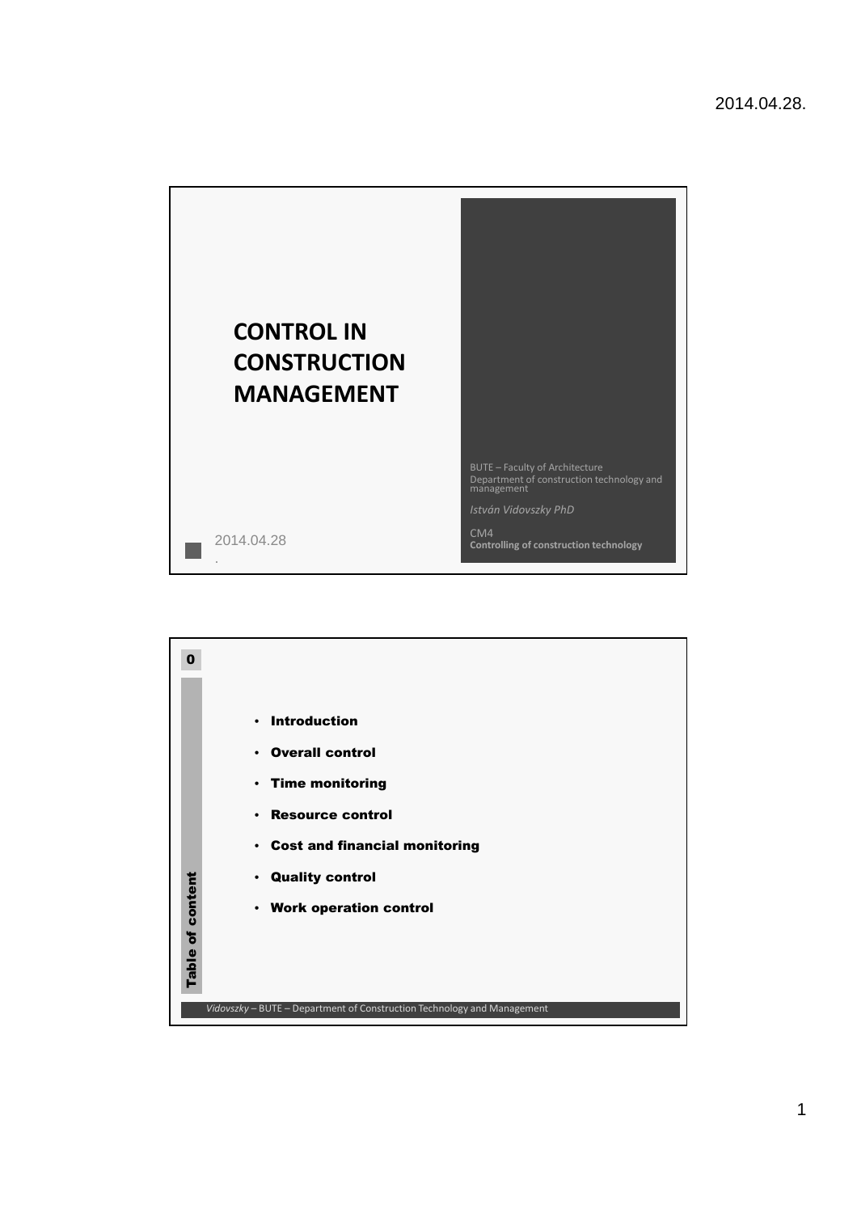# CONTROL IN CONSTRUCTION MANAGEMENT

BUTE – Faculty of Architecture
Department of construction technology and management

*István Vidovszky PhD*

CM4
**Controlling of construction technology**

2014.04.28

---

0

**Table of content**

- **Introduction**
- **Overall control**
- **Time monitoring**
- **Resource control**
- **Cost and financial monitoring**
- **Quality control**
- **Work operation control**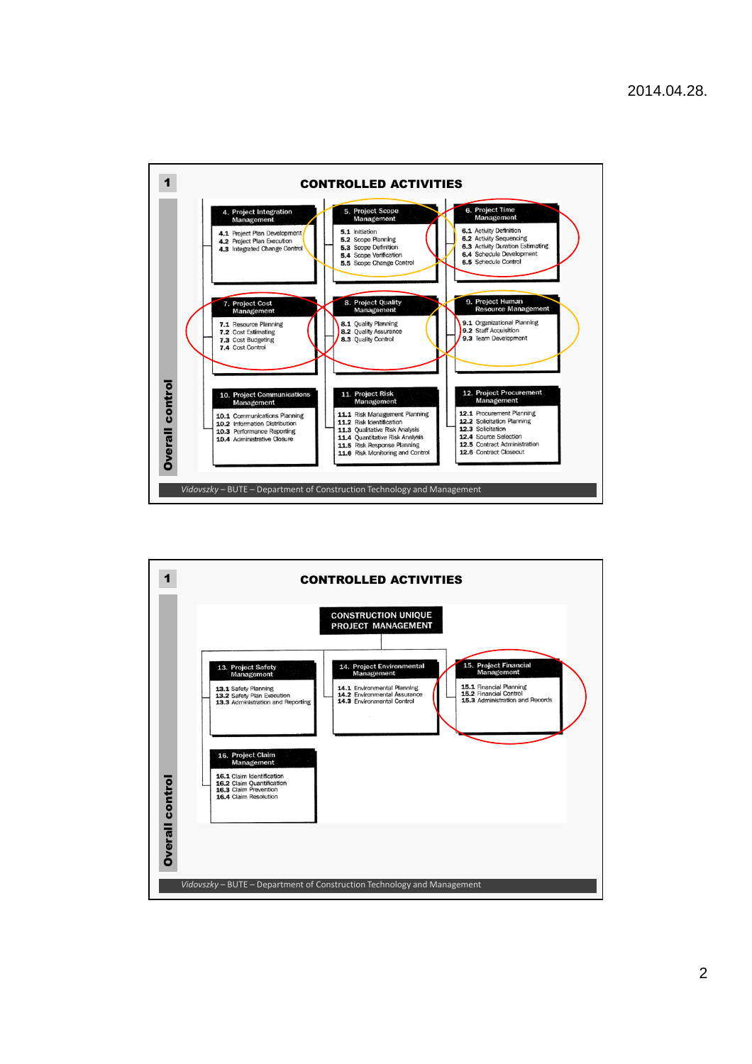## 1 CONTROLLED ACTIVITIES

**Overall control**

**4. Project Integration Management**
- 4.1 Project Plan Development
- 4.2 Project Plan Execution
- 4.3 Integrated Change Control

**5. Project Scope Management**
- 5.1 Initiation
- 5.2 Scope Planning
- 5.3 Scope Definition
- 5.4 Scope Verification
- 5.5 Scope Change Control

**6. Project Time Management**
- 6.1 Activity Definition
- 6.2 Activity Sequencing
- 6.3 Activity Duration Estimating
- 6.4 Schedule Development
- 6.5 Schedule Control

**7. Project Cost Management**
- 7.1 Resource Planning
- 7.2 Cost Estimating
- 7.3 Cost Budgeting
- 7.4 Cost Control

**8. Project Quality Management**
- 8.1 Quality Planning
- 8.2 Quality Assurance
- 8.3 Quality Control

**9. Project Human Resource Management**
- 9.1 Organizational Planning
- 9.2 Staff Acquisition
- 9.3 Team Development

**10. Project Communications Management**
- 10.1 Communications Planning
- 10.2 Information Distribution
- 10.3 Performance Reporting
- 10.4 Administrative Closure

**11. Project Risk Management**
- 11.1 Risk Management Planning
- 11.2 Risk Identification
- 11.3 Qualitative Risk Analysis
- 11.4 Quantitative Risk Analysis
- 11.5 Risk Response Planning
- 11.6 Risk Monitoring and Control

**12. Project Procurement Management**
- 12.1 Procurement Planning
- 12.2 Solicitation Planning
- 12.3 Solicitation
- 12.4 Source Selection
- 12.5 Contract Administration
- 12.6 Contract Closeout

*Vidovszky* – BUTE – Department of Construction Technology and Management

## 1 CONTROLLED ACTIVITIES

**Overall control**

**CONSTRUCTION UNIQUE PROJECT MANAGEMENT**

**13. Project Safety Management**
- 13.1 Safety Planning
- 13.2 Safety Plan Execution
- 13.3 Administration and Reporting

**14. Project Environmental Management**
- 14.1 Environmental Planning
- 14.2 Environmental Assurance
- 14.3 Environmental Control

**15. Project Financial Management**
- 15.1 Financial Planning
- 15.2 Financial Control
- 15.3 Administration and Records

**16. Project Claim Management**
- 16.1 Claim Identification
- 16.2 Claim Quantification
- 16.3 Claim Prevention
- 16.4 Claim Resolution

*Vidovszky* – BUTE – Department of Construction Technology and Management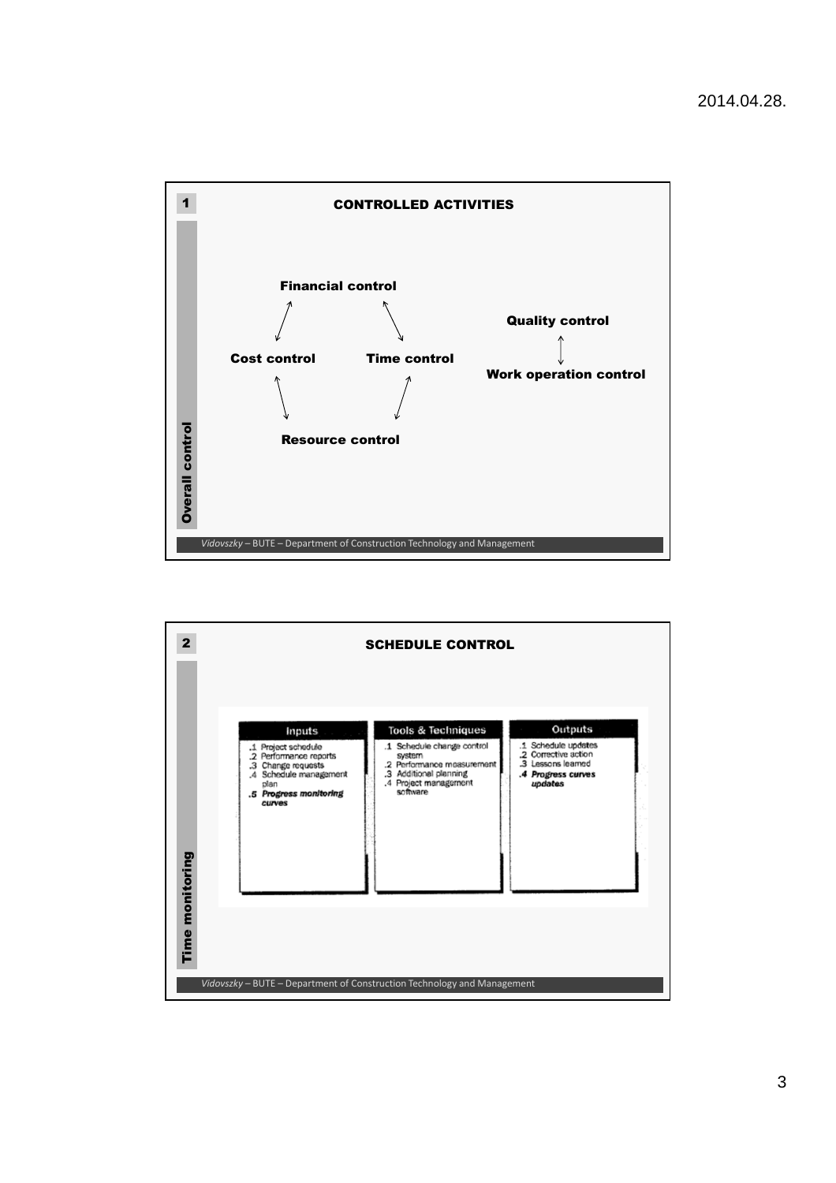## 1 CONTROLLED ACTIVITIES

*Overall control*

- Financial control
- Cost control
- Time control
- Resource control
- Quality control
- Work operation control

Financial control ↔ Cost control; Financial control ↔ Time control; Cost control ↔ Resource control; Time control ↔ Resource control; Quality control ↔ Work operation control

## 2 SCHEDULE CONTROL

*Time monitoring*

| Inputs | Tools & Techniques | Outputs |
|---|---|---|
| .1 Project schedule<br>.2 Performance reports<br>.3 Change requests<br>.4 Schedule management plan<br>**.5 *Progress monitoring curves*** | .1 Schedule change control system<br>.2 Performance measurement<br>.3 Additional planning<br>.4 Project management software | .1 Schedule updates<br>.2 Corrective action<br>.3 Lessons learned<br>**.4 *Progress curves updates*** |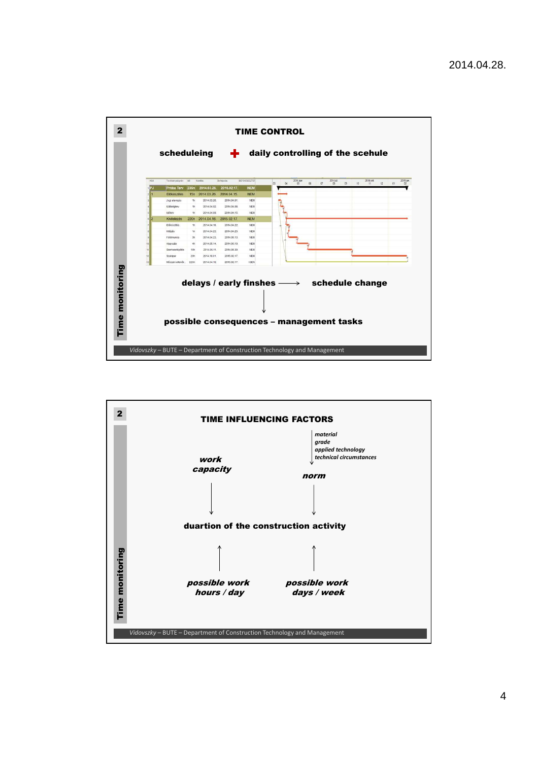## TIME CONTROL

**scheduleing** + **daily controlling of the scehule**

**delays / early finshes** ⟶ **schedule change**

↓

**possible consequences – management tasks**

Time monitoring

Vidovszky – BUTE – Department of Construction Technology and Management

## TIME INFLUENCING FACTORS

*material*
*grade*
*applied technology*
*technical circumstances*

***work capacity*** → **duartion of the construction activity**

***norm*** → **duartion of the construction activity**

***possible work hours / day*** → **duartion of the construction activity**

***possible work days / week*** → **duartion of the construction activity**

Time monitoring

Vidovszky – BUTE – Department of Construction Technology and Management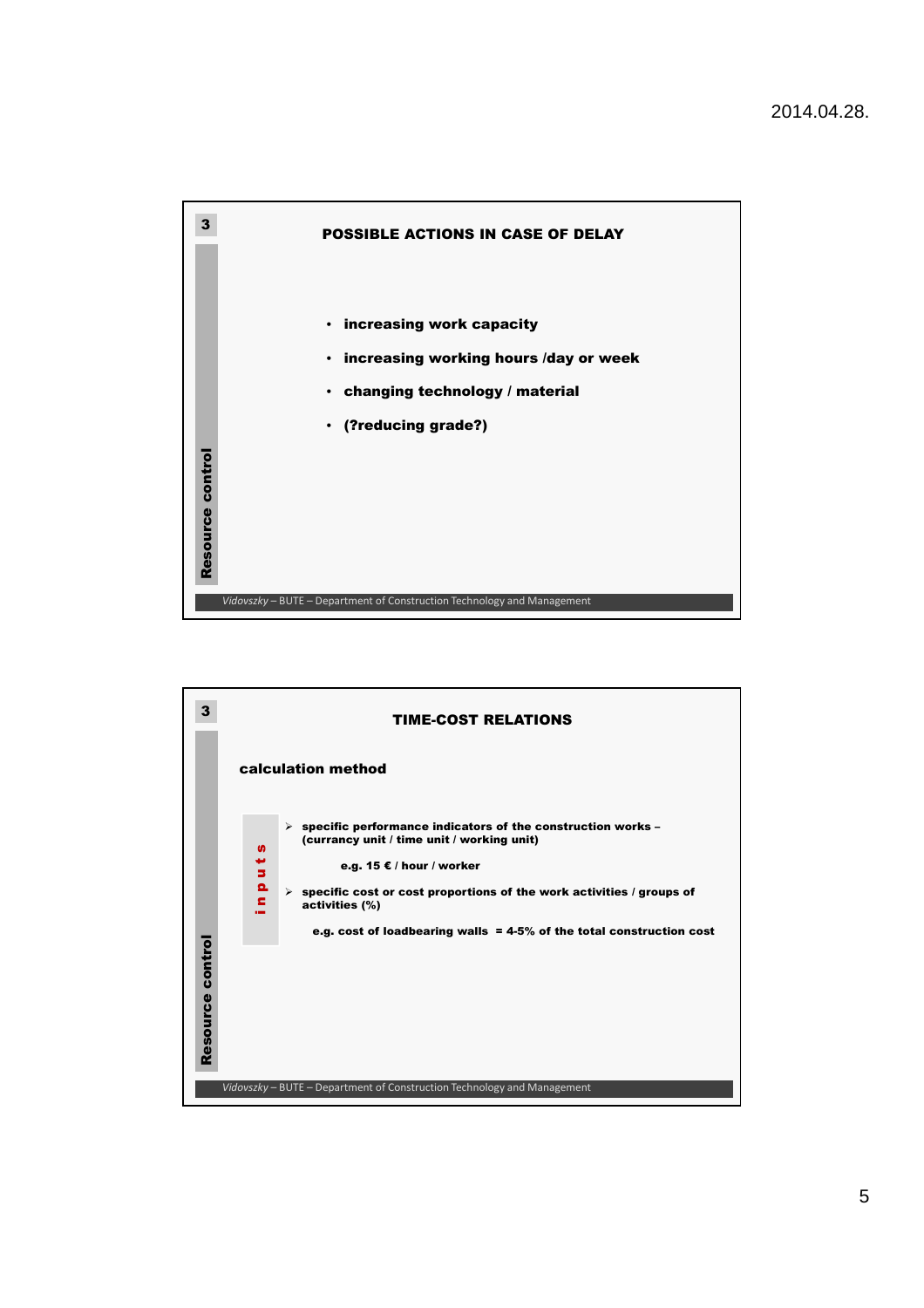## POSSIBLE ACTIONS IN CASE OF DELAY

- **increasing work capacity**
- **increasing working hours /day or week**
- **changing technology / material**
- **(?reducing grade?)**

## TIME-COST RELATIONS

**calculation method**

**inputs**

- **specific performance indicators of the construction works – (currancy unit / time unit / working unit)**

  **e.g. 15 € / hour / worker**

- **specific cost or cost proportions of the work activities / groups of activities (%)**

  **e.g. cost of loadbearing walls = 4-5% of the total construction cost**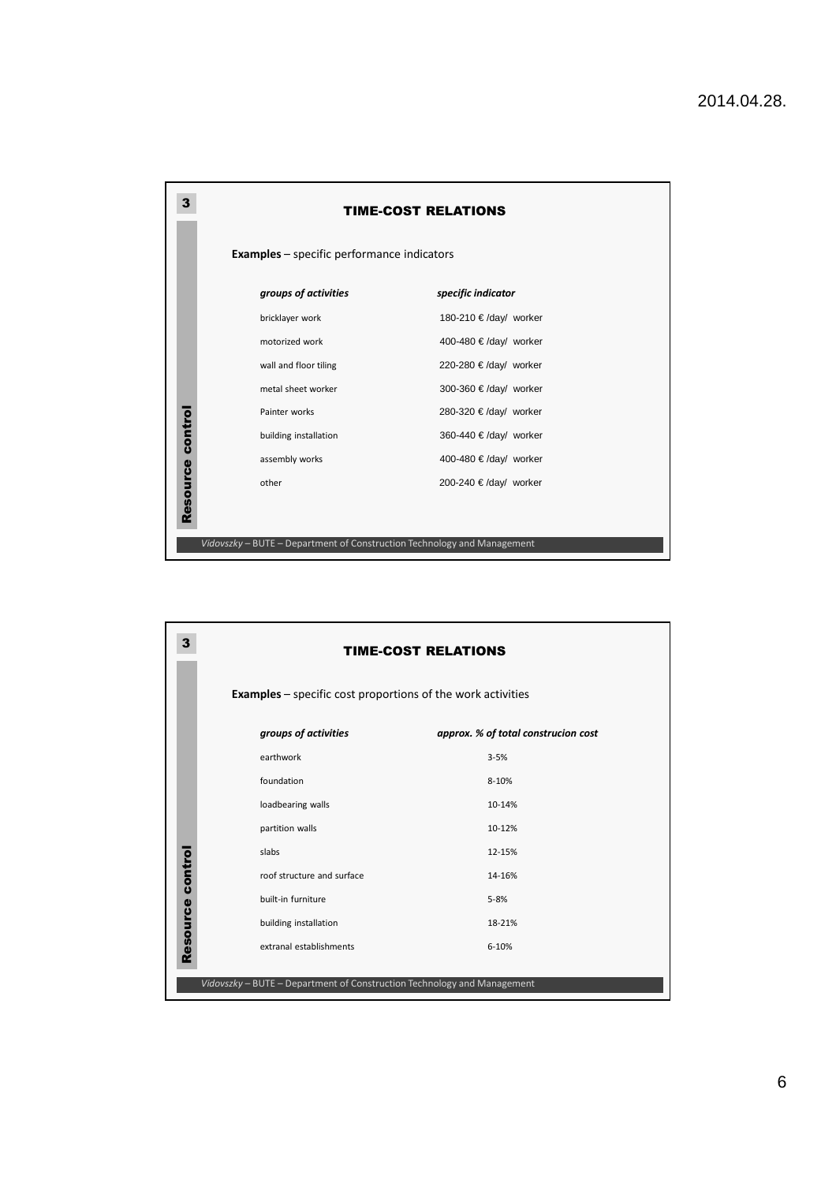## TIME-COST RELATIONS

**Examples** – specific performance indicators

| *groups of activities* | *specific indicator* |
|---|---|
| bricklayer work | 180-210 € /day/ worker |
| motorized work | 400-480 € /day/ worker |
| wall and floor tiling | 220-280 € /day/ worker |
| metal sheet worker | 300-360 € /day/ worker |
| Painter works | 280-320 € /day/ worker |
| building installation | 360-440 € /day/ worker |
| assembly works | 400-480 € /day/ worker |
| other | 200-240 € /day/ worker |

## TIME-COST RELATIONS

**Examples** – specific cost proportions of the work activities

| *groups of activities* | *approx. % of total construcion cost* |
|---|---|
| earthwork | 3-5% |
| foundation | 8-10% |
| loadbearing walls | 10-14% |
| partition walls | 10-12% |
| slabs | 12-15% |
| roof structure and surface | 14-16% |
| built-in furniture | 5-8% |
| building installation | 18-21% |
| extranal establishments | 6-10% |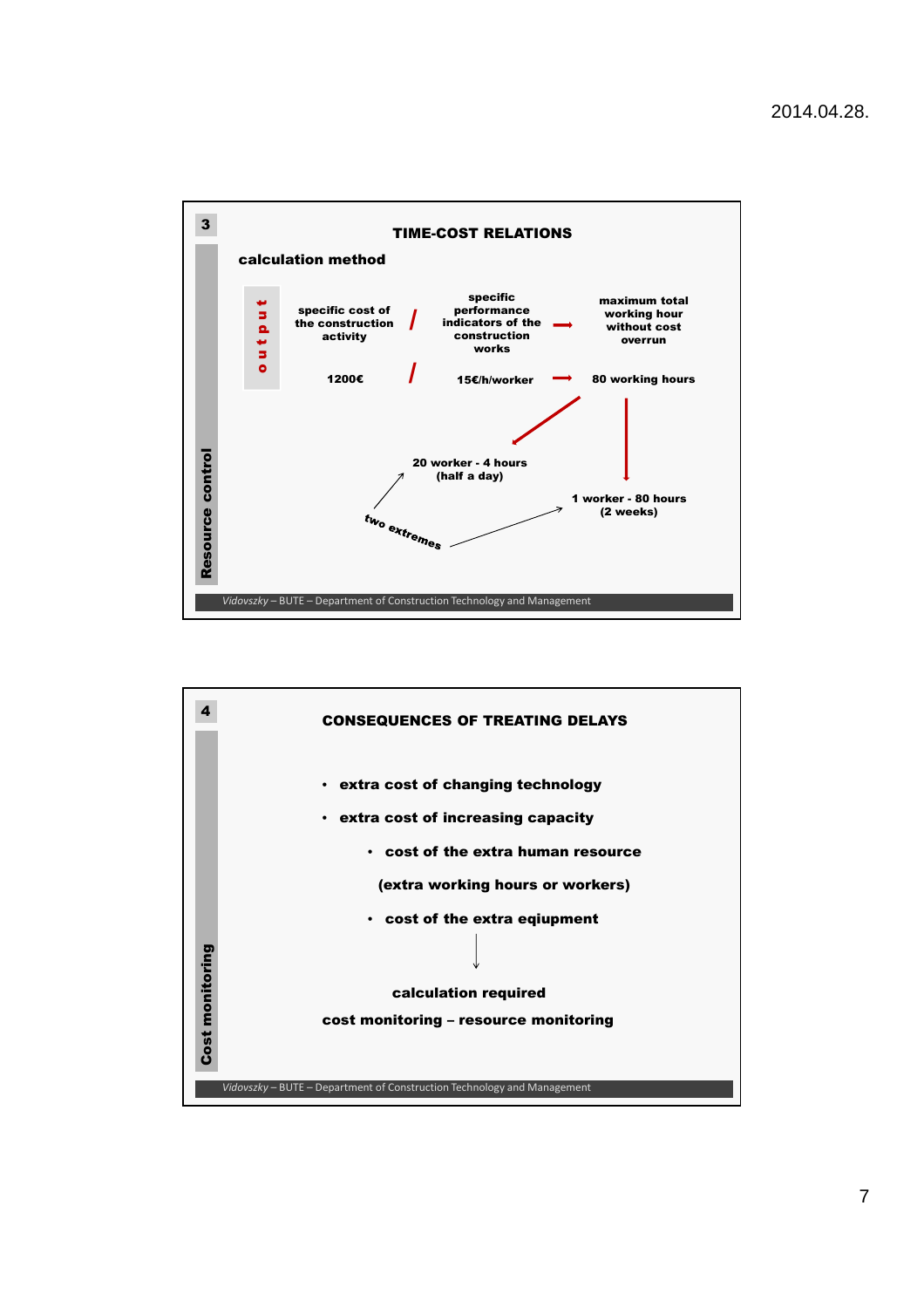## TIME-COST RELATIONS

**Resource control**

**calculation method**

| output | | | | |
|---|---|---|---|---|
| specific cost of the construction activity | / | specific performance indicators of the construction works | → | maximum total working hour without cost overrun |
| 1200€ | / | 15€/h/worker | → | 80 working hours |

- 20 worker - 4 hours (half a day)
- 1 worker - 80 hours (2 weeks)

two extremes

*Vidovszky* – BUTE – Department of Construction Technology and Management

## CONSEQUENCES OF TREATING DELAYS

**Cost monitoring**

- **extra cost of changing technology**
- **extra cost of increasing capacity**
  - **cost of the extra human resource**

    **(extra working hours or workers)**
  - **cost of the extra eqiupment**

↓

**calculation required**

**cost monitoring – resource monitoring**

*Vidovszky* – BUTE – Department of Construction Technology and Management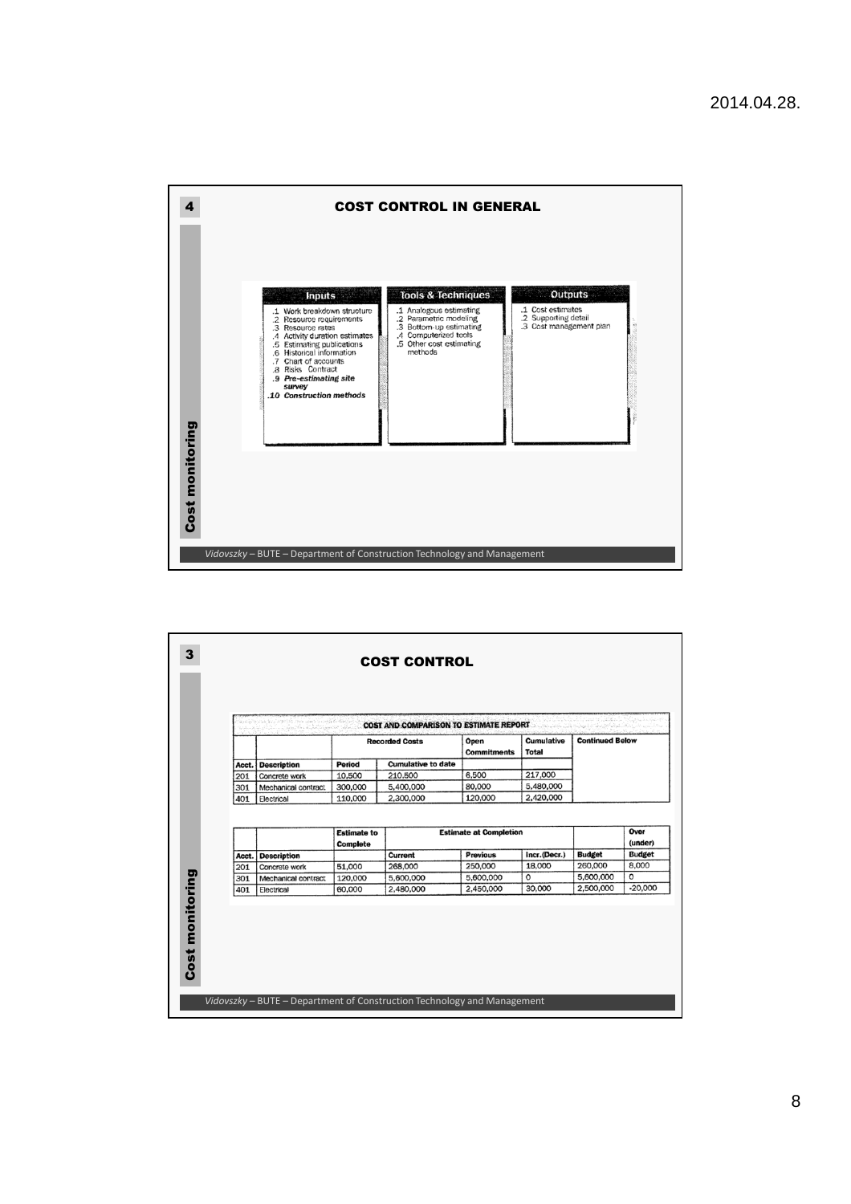## COST CONTROL IN GENERAL

| Inputs | Tools & Techniques | Outputs |
|---|---|---|
| .1 Work breakdown structure<br>.2 Resource requirements<br>.3 Resource rates<br>.4 Activity duration estimates<br>.5 Estimating publications<br>.6 Historical information<br>.7 Chart of accounts<br>.8 Risks Contract<br>.9 ***Pre-estimating site survey***<br>.10 ***Construction methods*** | .1 Analogous estimating<br>.2 Parametric modeling<br>.3 Bottom-up estimating<br>.4 Computerized tools<br>.5 Other cost estimating methods | .1 Cost estimates<br>.2 Supporting detail<br>.3 Cost management plan |

Cost monitoring

*Vidovszky* – BUTE – Department of Construction Technology and Management

## COST CONTROL

**COST AND COMPARISON TO ESTIMATE REPORT**

| | | Recorded Costs | | Open Commitments | Cumulative Total | Continued Below |
|---|---|---|---|---|---|---|
| Acct. | Description | Period | Cumulative to date | | | |
| 201 | Concrete work | 10,500 | 210,500 | 6,500 | 217,000 | |
| 301 | Mechanical contract | 300,000 | 5,400,000 | 80,000 | 5,480,000 | |
| 401 | Electrical | 110,000 | 2,300,000 | 120,000 | 2,420,000 | |

| | | Estimate to Complete | Estimate at Completion | | | | Over (under) |
|---|---|---|---|---|---|---|---|
| Acct. | Description | | Current | Previous | Incr.(Decr.) | Budget | Budget |
| 201 | Concrete work | 51,000 | 268,000 | 250,000 | 18,000 | 260,000 | 8,000 |
| 301 | Mechanical contract | 120,000 | 5,600,000 | 5,600,000 | 0 | 5,600,000 | 0 |
| 401 | Electrical | 60,000 | 2,480,000 | 2,450,000 | 30,000 | 2,500,000 | -20,000 |

Cost monitoring

*Vidovszky* – BUTE – Department of Construction Technology and Management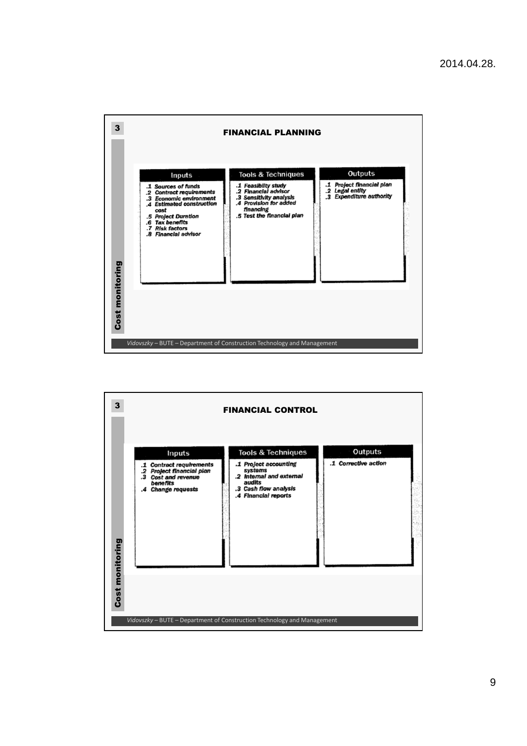## FINANCIAL PLANNING

| Inputs | Tools & Techniques | Outputs |
|---|---|---|
| .1 Sources of funds<br>.2 Contract requirements<br>.3 Economic environment<br>.4 Estimated construction cost<br>.5 Project Duration<br>.6 Tax benefits<br>.7 Risk factors<br>.8 Financial advisor | .1 Feasiblity study<br>.2 Financial advisor<br>.3 Sensitivity analysis<br>.4 Provision for added financing<br>.5 Test the financial plan | .1 Project financial plan<br>.2 Legal entity<br>.3 Expenditure authority |

## FINANCIAL CONTROL

| Inputs | Tools & Techniques | Outputs |
|---|---|---|
| .1 Contract requirements<br>.2 Project financial plan<br>.3 Cost and revenue benefits<br>.4 Change requests | .1 Project accounting systems<br>.2 Internal and external audits<br>.3 Cash flow analysis<br>.4 Financial reports | .1 Corrective action |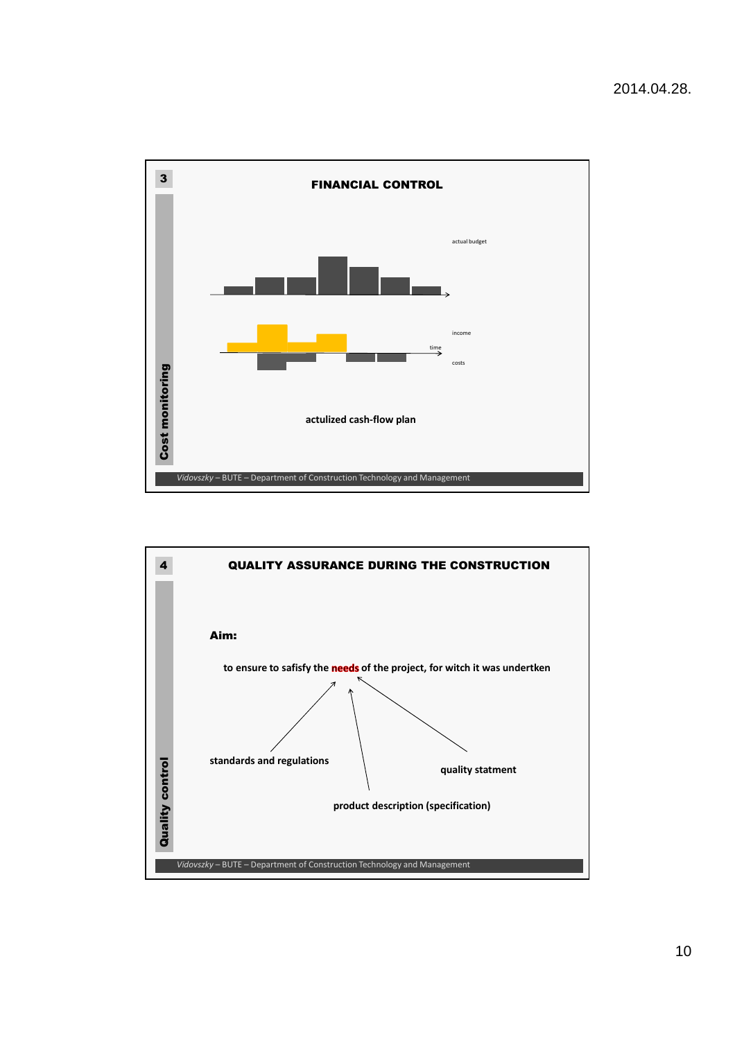## FINANCIAL CONTROL

**Cost monitoring**

actual budget

income

time

costs

**actulized cash-flow plan**

## QUALITY ASSURANCE DURING THE CONSTRUCTION

**Quality control**

**Aim:**

**to ensure to safisfy the needs of the project, for witch it was undertken**

**standards and regulations**

**quality statment**

**product description (specification)**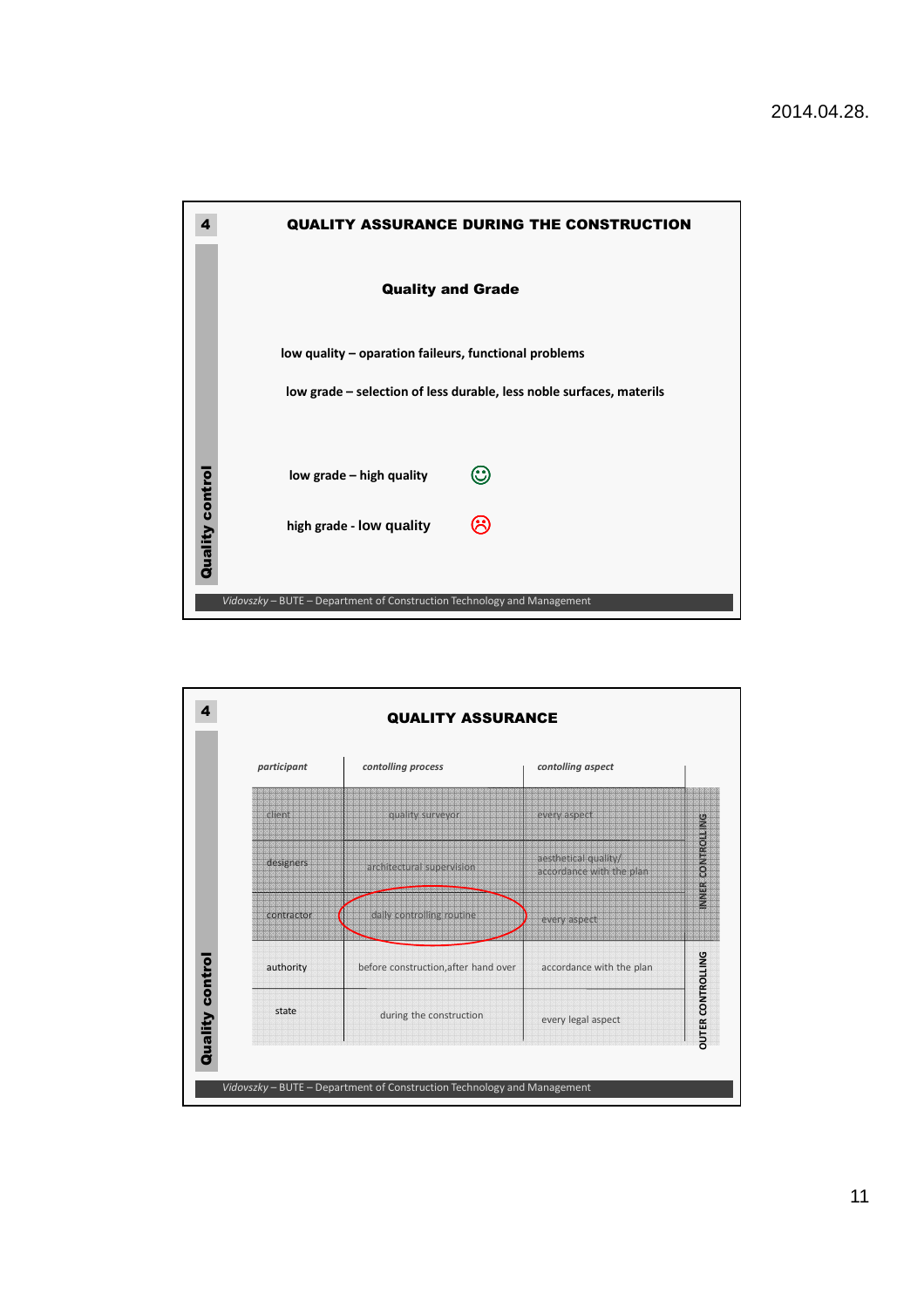2014.04.28.

## 4 QUALITY ASSURANCE DURING THE CONSTRUCTION

Quality control

### Quality and Grade

**low quality – oparation faileurs, functional problems**

**low grade – selection of less durable, less noble surfaces, materils**

**low grade – high quality** ☺

**high grade - low quality** ☹

*Vidovszky* – BUTE – Department of Construction Technology and Management

## 4 QUALITY ASSURANCE

Quality control

| *participant* | *contolling process* | *contolling aspect* | |
|---|---|---|---|
| client | quality surveyor | every aspect | INNER CONTROLLING |
| designers | architectural supervision | aesthetical quality/ accordance with the plan | INNER CONTROLLING |
| contractor | daily controlling routine | every aspect | INNER CONTROLLING |
| authority | before construction,after hand over | accordance with the plan | OUTER CONTROLLING |
| state | during the construction | every legal aspect | OUTER CONTROLLING |

*Vidovszky* – BUTE – Department of Construction Technology and Management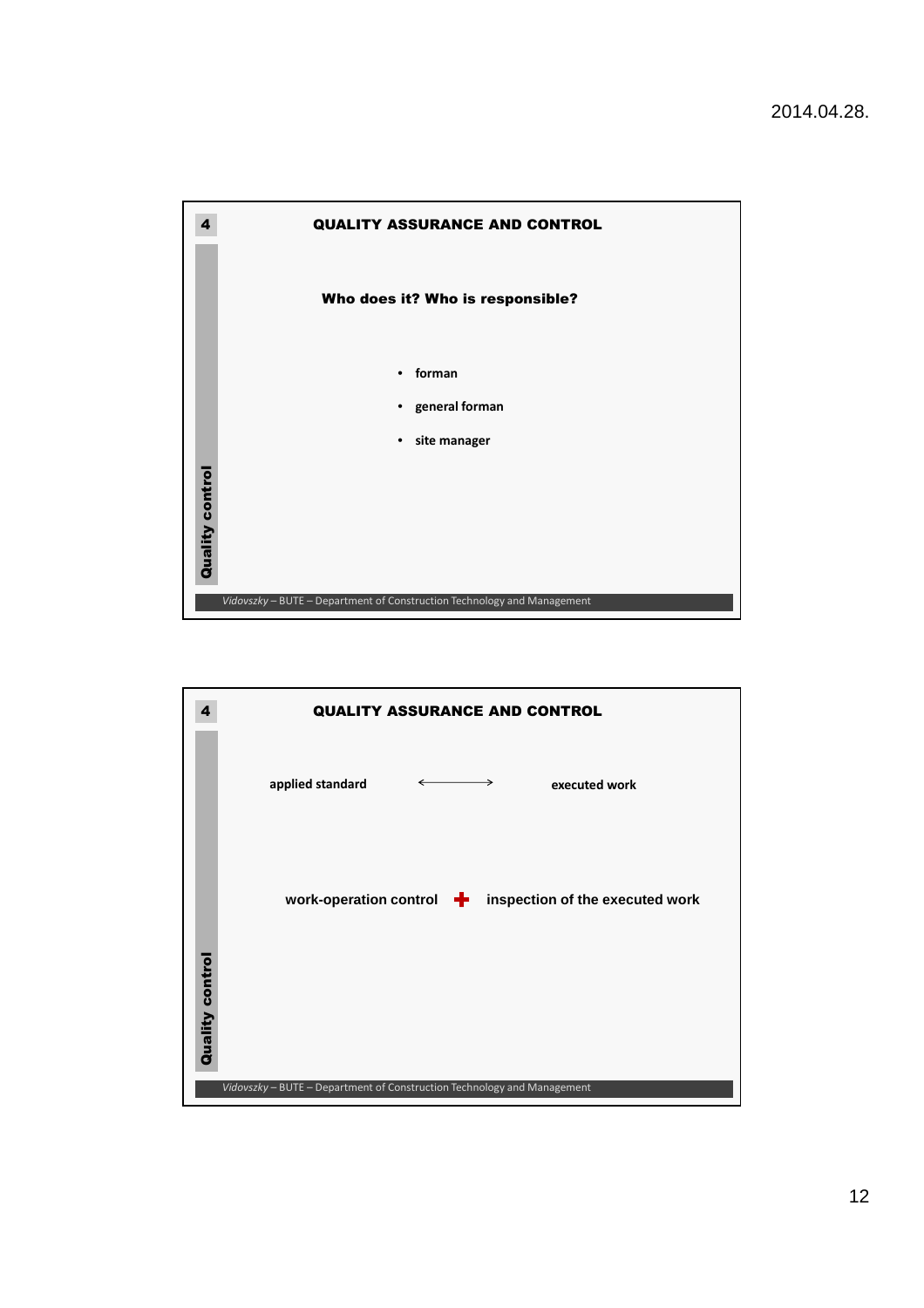## QUALITY ASSURANCE AND CONTROL

4

Quality control

**Who does it? Who is responsible?**

- **forman**
- **general forman**
- **site manager**

*Vidovszky* – BUTE – Department of Construction Technology and Management

## QUALITY ASSURANCE AND CONTROL

4

Quality control

**applied standard** ⟷ **executed work**

**work-operation control** + **inspection of the executed work**

*Vidovszky* – BUTE – Department of Construction Technology and Management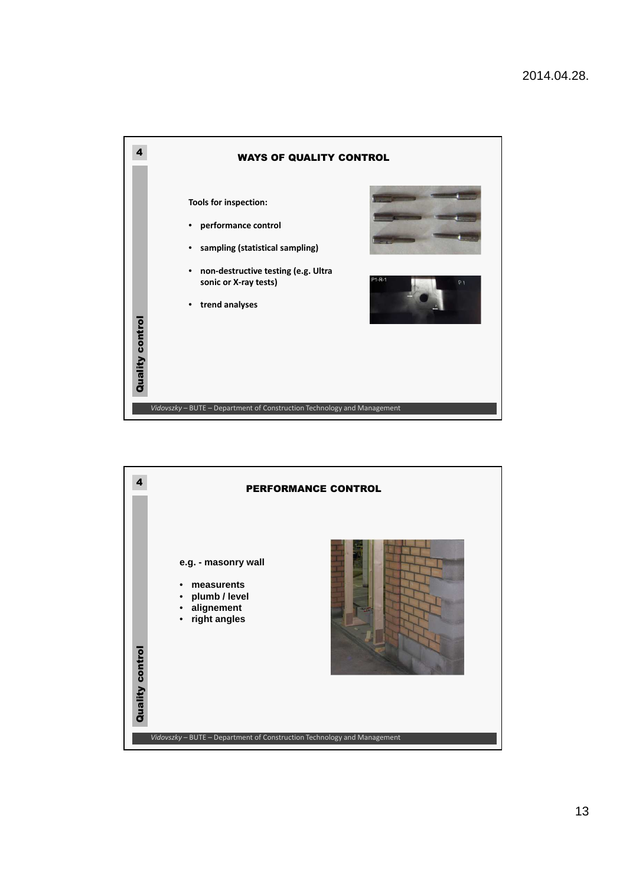## WAYS OF QUALITY CONTROL

**Tools for inspection:**

- **performance control**
- **sampling (statistical sampling)**
- **non-destructive testing (e.g. Ultra sonic or X-ray tests)**
- **trend analyses**

## PERFORMANCE CONTROL

**e.g. - masonry wall**

- **measurents**
- **plumb / level**
- **alignement**
- **right angles**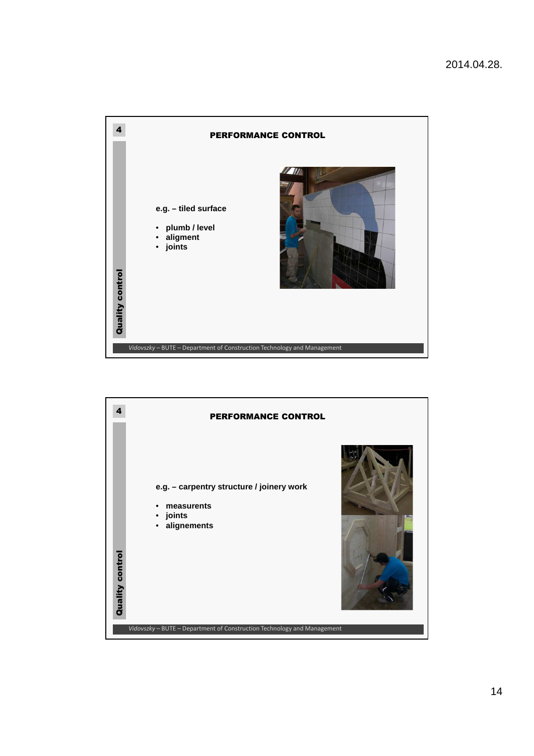## PERFORMANCE CONTROL

**e.g. – tiled surface**

- **plumb / level**
- **aligment**
- **joints**

**Quality control**

*Vidovszky* – BUTE – Department of Construction Technology and Management

## PERFORMANCE CONTROL

**e.g. – carpentry structure / joinery work**

- **measurents**
- **joints**
- **alignements**

**Quality control**

*Vidovszky* – BUTE – Department of Construction Technology and Management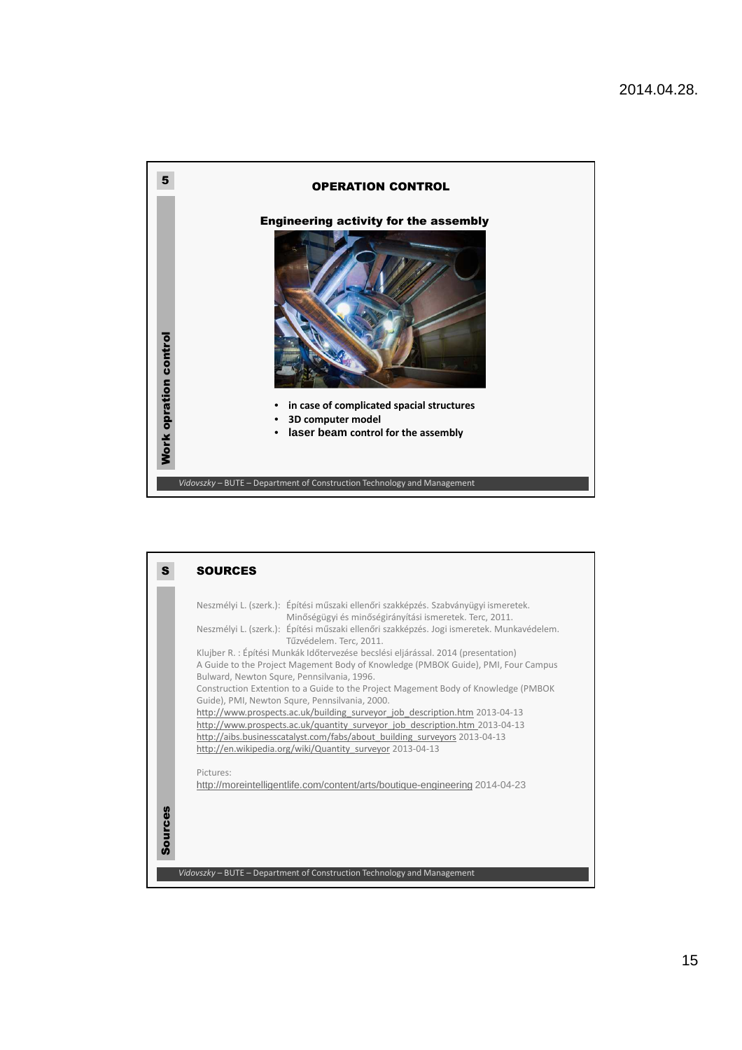## OPERATION CONTROL

5

Work opration control

### Engineering activity for the assembly

- in case of complicated spacial structures
- 3D computer model
- laser beam control for the assembly

*Vidovszky* – BUTE – Department of Construction Technology and Management

## SOURCES

S

Sources

Neszmélyi L. (szerk.): Építési műszaki ellenőri szakképzés. Szabványügyi ismeretek. Minőségügyi és minőségirányítási ismeretek. Terc, 2011.
Neszmélyi L. (szerk.): Építési műszaki ellenőri szakképzés. Jogi ismeretek. Munkavédelem. Tűzvédelem. Terc, 2011.
Klujber R. : Építési Munkák Időtervezése becslési eljárással. 2014 (presentation)
A Guide to the Project Magement Body of Knowledge (PMBOK Guide), PMI, Four Campus Bulward, Newton Squre, Pennsilvania, 1996.
Construction Extention to a Guide to the Project Magement Body of Knowledge (PMBOK Guide), PMI, Newton Squre, Pennsilvania, 2000.
http://www.prospects.ac.uk/building_surveyor_job_description.htm 2013-04-13
http://www.prospects.ac.uk/quantity_surveyor_job_description.htm 2013-04-13
http://aibs.businesscatalyst.com/fabs/about_building_surveyors 2013-04-13
http://en.wikipedia.org/wiki/Quantity_surveyor 2013-04-13

Pictures:
http://moreintelligentlife.com/content/arts/boutique-engineering 2014-04-23

*Vidovszky* – BUTE – Department of Construction Technology and Management